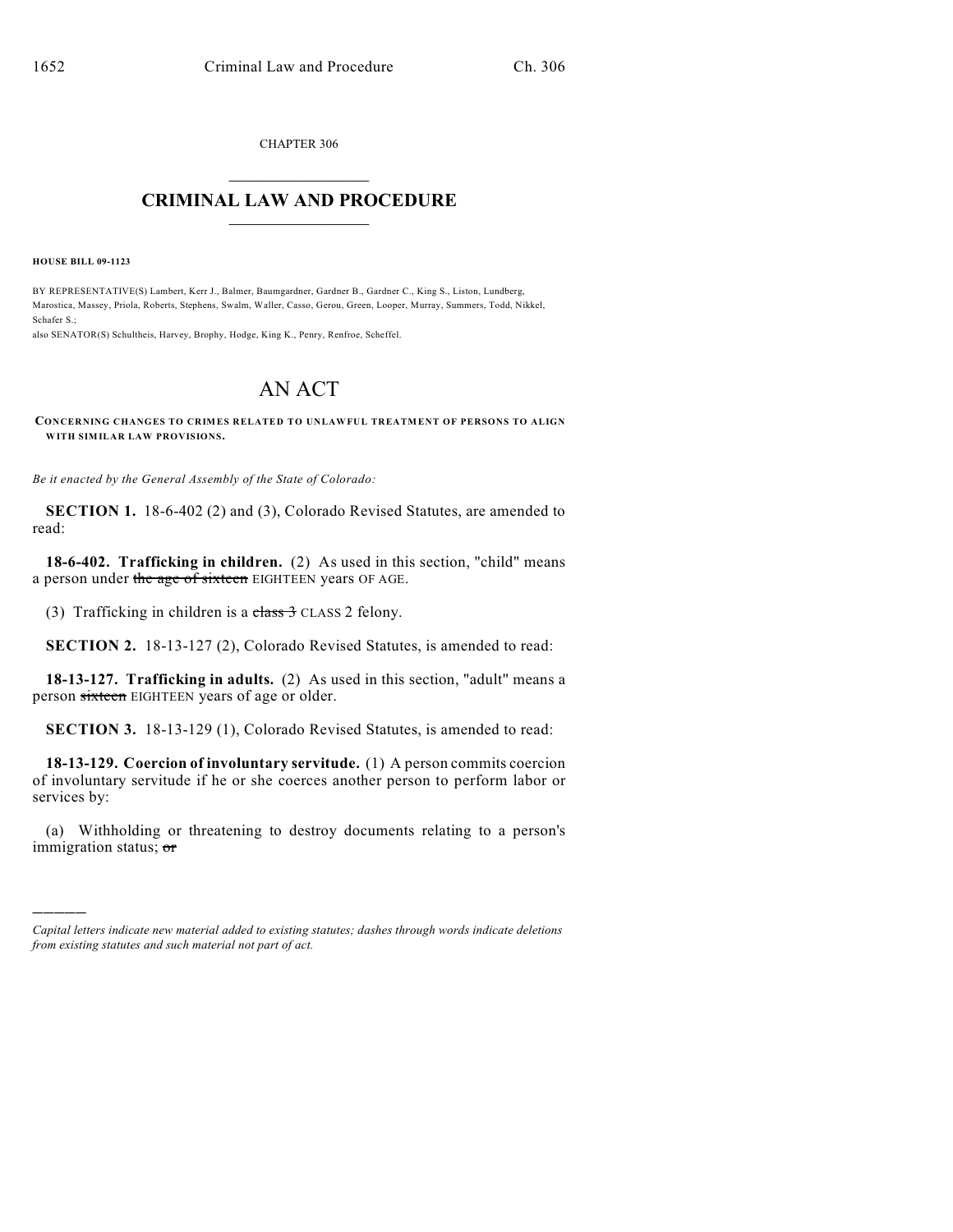CHAPTER 306

# CRIMINAL LAW AND PROCEDURE

**HOUSE BILL 09-1123**

BY REPRESENTATIVE(S) Lambert, Kerr J., Balmer, Baumgardner, Gardner B., Gardner C., King S., Liston, Lundberg, Marostica, Massey, Priola, Roberts, Stephens, Swalm, Waller, Casso, Gerou, Green, Looper, Murray, Summers, Todd, Nikkel, Schafer S.;
also SENATOR(S) Schultheis, Harvey, Brophy, Hodge, King K., Penry, Renfroe, Scheffel.

# AN ACT

**CONCERNING CHANGES TO CRIMES RELATED TO UNLAWFUL TREATMENT OF PERSONS TO ALIGN WITH SIMILAR LAW PROVISIONS.**

*Be it enacted by the General Assembly of the State of Colorado:*

**SECTION 1.** 18-6-402 (2) and (3), Colorado Revised Statutes, are amended to read:

**18-6-402. Trafficking in children.** (2) As used in this section, "child" means a person under ~~the age of sixteen~~ EIGHTEEN years OF AGE.

(3) Trafficking in children is a ~~class 3~~ CLASS 2 felony.

**SECTION 2.** 18-13-127 (2), Colorado Revised Statutes, is amended to read:

**18-13-127. Trafficking in adults.** (2) As used in this section, "adult" means a person ~~sixteen~~ EIGHTEEN years of age or older.

**SECTION 3.** 18-13-129 (1), Colorado Revised Statutes, is amended to read:

**18-13-129. Coercion of involuntary servitude.** (1) A person commits coercion of involuntary servitude if he or she coerces another person to perform labor or services by:

(a) Withholding or threatening to destroy documents relating to a person's immigration status; ~~or~~

*Capital letters indicate new material added to existing statutes; dashes through words indicate deletions from existing statutes and such material not part of act.*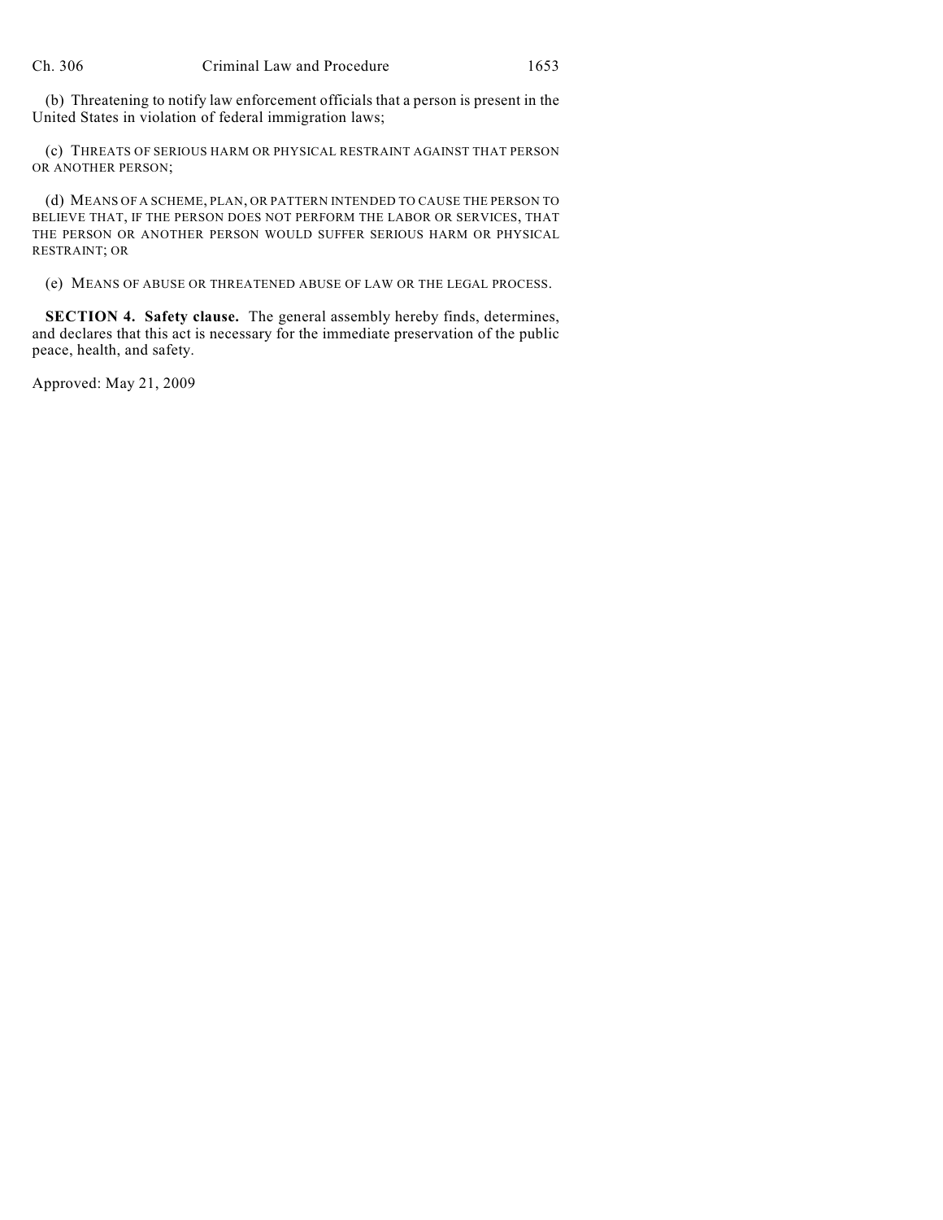(b) Threatening to notify law enforcement officials that a person is present in the United States in violation of federal immigration laws;

(c) THREATS OF SERIOUS HARM OR PHYSICAL RESTRAINT AGAINST THAT PERSON OR ANOTHER PERSON;

(d) MEANS OF A SCHEME, PLAN, OR PATTERN INTENDED TO CAUSE THE PERSON TO BELIEVE THAT, IF THE PERSON DOES NOT PERFORM THE LABOR OR SERVICES, THAT THE PERSON OR ANOTHER PERSON WOULD SUFFER SERIOUS HARM OR PHYSICAL RESTRAINT; OR

(e) MEANS OF ABUSE OR THREATENED ABUSE OF LAW OR THE LEGAL PROCESS.

**SECTION 4. Safety clause.** The general assembly hereby finds, determines, and declares that this act is necessary for the immediate preservation of the public peace, health, and safety.

Approved: May 21, 2009